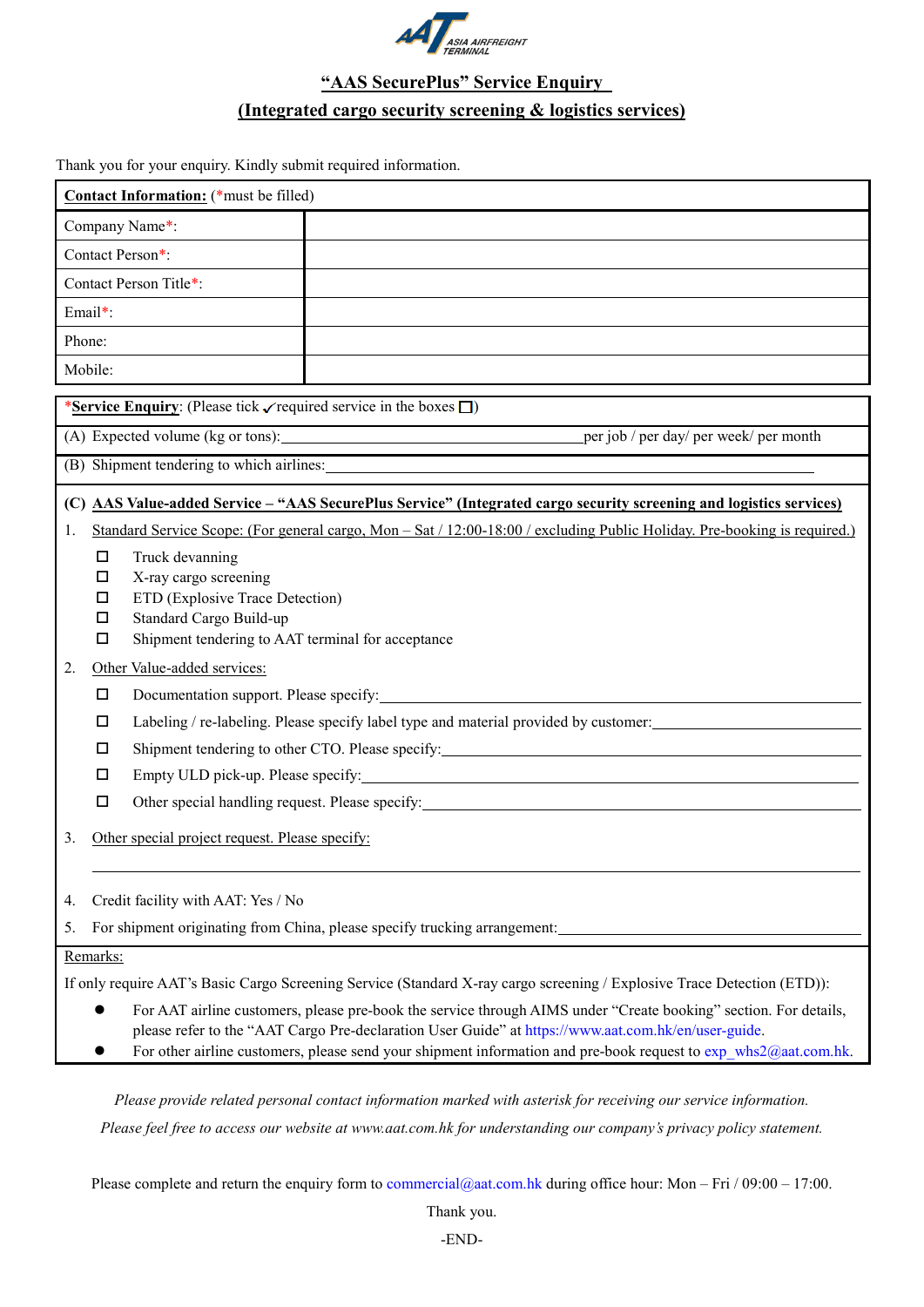# "AAS SecurePlus" Service Enquiry

## (Integrated cargo security screening & logistics services)

Thank you for your enquiry. Kindly submit required information.

| **Contact Information:** (*must be filled) | |
|---|---|
| Company Name*: | |
| Contact Person*: | |
| Contact Person Title*: | |
| Email*: | |
| Phone: | |
| Mobile: | |

***Service Enquiry**: (Please tick ✓ required service in the boxes ☐)

(A) Expected volume (kg or tons):________________________________ per job / per day/ per week/ per month

(B) Shipment tendering to which airlines:________________________________

**(C) AAS Value-added Service – "AAS SecurePlus Service" (Integrated cargo security screening and logistics services)**

1. Standard Service Scope: (For general cargo, Mon – Sat / 12:00-18:00 / excluding Public Holiday. Pre-booking is required.)
   - ☐ Truck devanning
   - ☐ X-ray cargo screening
   - ☐ ETD (Explosive Trace Detection)
   - ☐ Standard Cargo Build-up
   - ☐ Shipment tendering to AAT terminal for acceptance
2. Other Value-added services:
   - ☐ Documentation support. Please specify:________________________________
   - ☐ Labeling / re-labeling. Please specify label type and material provided by customer:________________
   - ☐ Shipment tendering to other CTO. Please specify:________________________________
   - ☐ Empty ULD pick-up. Please specify:________________________________
   - ☐ Other special handling request. Please specify:________________________________
3. Other special project request. Please specify:

   ________________________________________________________________
4. Credit facility with AAT: Yes / No
5. For shipment originating from China, please specify trucking arrangement:________________________

Remarks:

If only require AAT's Basic Cargo Screening Service (Standard X-ray cargo screening / Explosive Trace Detection (ETD)):

- For AAT airline customers, please pre-book the service through AIMS under "Create booking" section. For details, please refer to the "AAT Cargo Pre-declaration User Guide" at https://www.aat.com.hk/en/user-guide.
- For other airline customers, please send your shipment information and pre-book request to exp_whs2@aat.com.hk.

*Please provide related personal contact information marked with asterisk for receiving our service information.*

*Please feel free to access our website at www.aat.com.hk for understanding our company's privacy policy statement.*

Please complete and return the enquiry form to commercial@aat.com.hk during office hour: Mon – Fri / 09:00 – 17:00.

Thank you.

-END-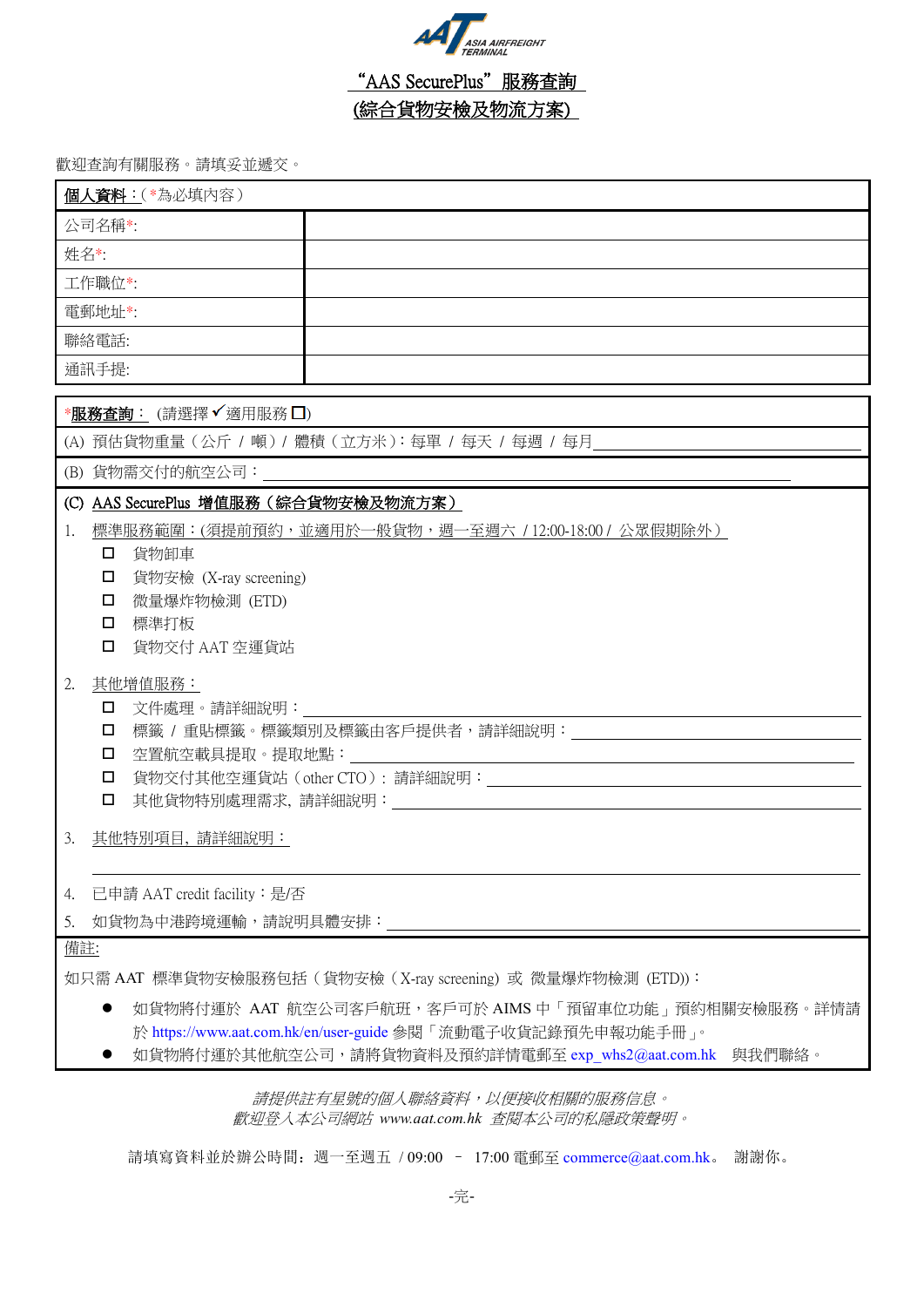# "AAS SecurePlus" 服務查詢

## (綜合貨物安檢及物流方案)

歡迎查詢有關服務。請填妥並遞交。

| **個人資料**：(*為必填內容) | |
|---|---|
| 公司名稱*: | |
| 姓名*: | |
| 工作職位*: | |
| 電郵地址*: | |
| 聯絡電話: | |
| 通訊手提: | |

*__服務查詢__： (請選擇✓適用服務 ☐)

(A) 預估貨物重量（公斤 / 噸）/ 體積（立方米）: 每單 / 每天 / 每週 / 每月 ________________

(B) 貨物需交付的航空公司：________________

**(C) AAS SecurePlus 增值服務（綜合貨物安檢及物流方案）**

1. 標準服務範圍：(須提前預約，並適用於一般貨物，週一至週六 / 12:00-18:00 / 公眾假期除外）
   - ☐ 貨物卸車
   - ☐ 貨物安檢 (X-ray screening)
   - ☐ 微量爆炸物檢測 (ETD)
   - ☐ 標準打板
   - ☐ 貨物交付 AAT 空運貨站

2. 其他增值服務：
   - ☐ 文件處理。請詳細說明：________________
   - ☐ 標籤 / 重貼標籤。標籤類別及標籤由客戶提供者，請詳細說明：________________
   - ☐ 空置航空載具提取。提取地點：________________
   - ☐ 貨物交付其他空運貨站（other CTO）: 請詳細說明：________________
   - ☐ 其他貨物特別處理需求, 請詳細說明：________________

3. 其他特別項目, 請詳細說明：

   ________________

4. 已申請 AAT credit facility：是/否
5. 如貨物為中港跨境運輸，請說明具體安排：________________

備註:

如只需 AAT 標準貨物安檢服務包括（貨物安檢（X-ray screening) 或 微量爆炸物檢測 (ETD))：

- 如貨物將付運於 AAT 航空公司客戶航班，客戶可於 AIMS 中「預留車位功能」預約相關安檢服務。詳情請於 https://www.aat.com.hk/en/user-guide 參閱「流動電子收貨記錄預先申報功能手冊」。
- 如貨物將付運於其他航空公司，請將貨物資料及預約詳情電郵至 exp_whs2@aat.com.hk 與我們聯絡。

*請提供註有星號的個人聯絡資料，以便接收相關的服務信息。*
*歡迎登入本公司網站 www.aat.com.hk 查閱本公司的私隱政策聲明。*

請填寫資料並於辦公時間：週一至週五 / 09:00 – 17:00 電郵至 commerce@aat.com.hk。 謝謝你。

-完-